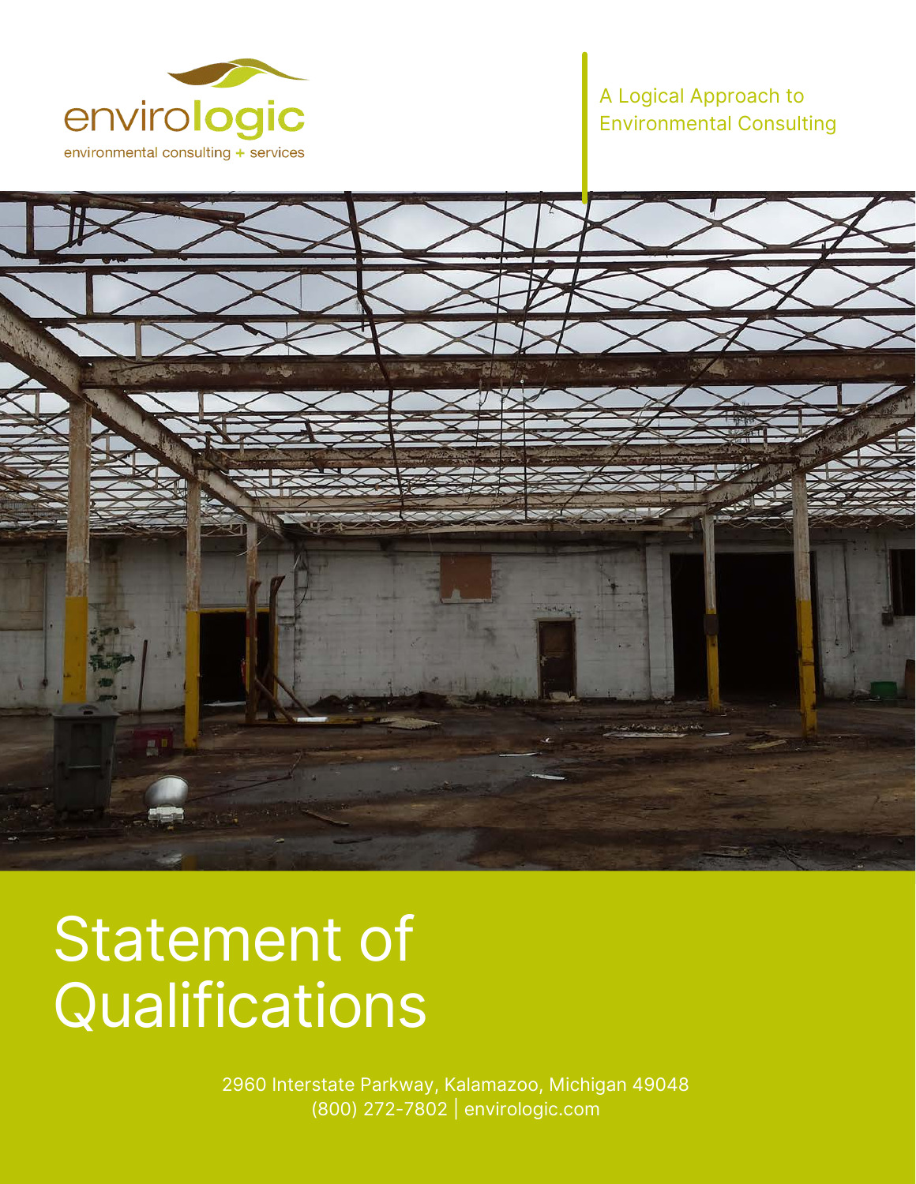envirologic

environmental consulting + services

A Logical Approach to Environmental Consulting

# Statement of Qualifications

2960 Interstate Parkway, Kalamazoo, Michigan 49048
(800) 272-7802 | envirologic.com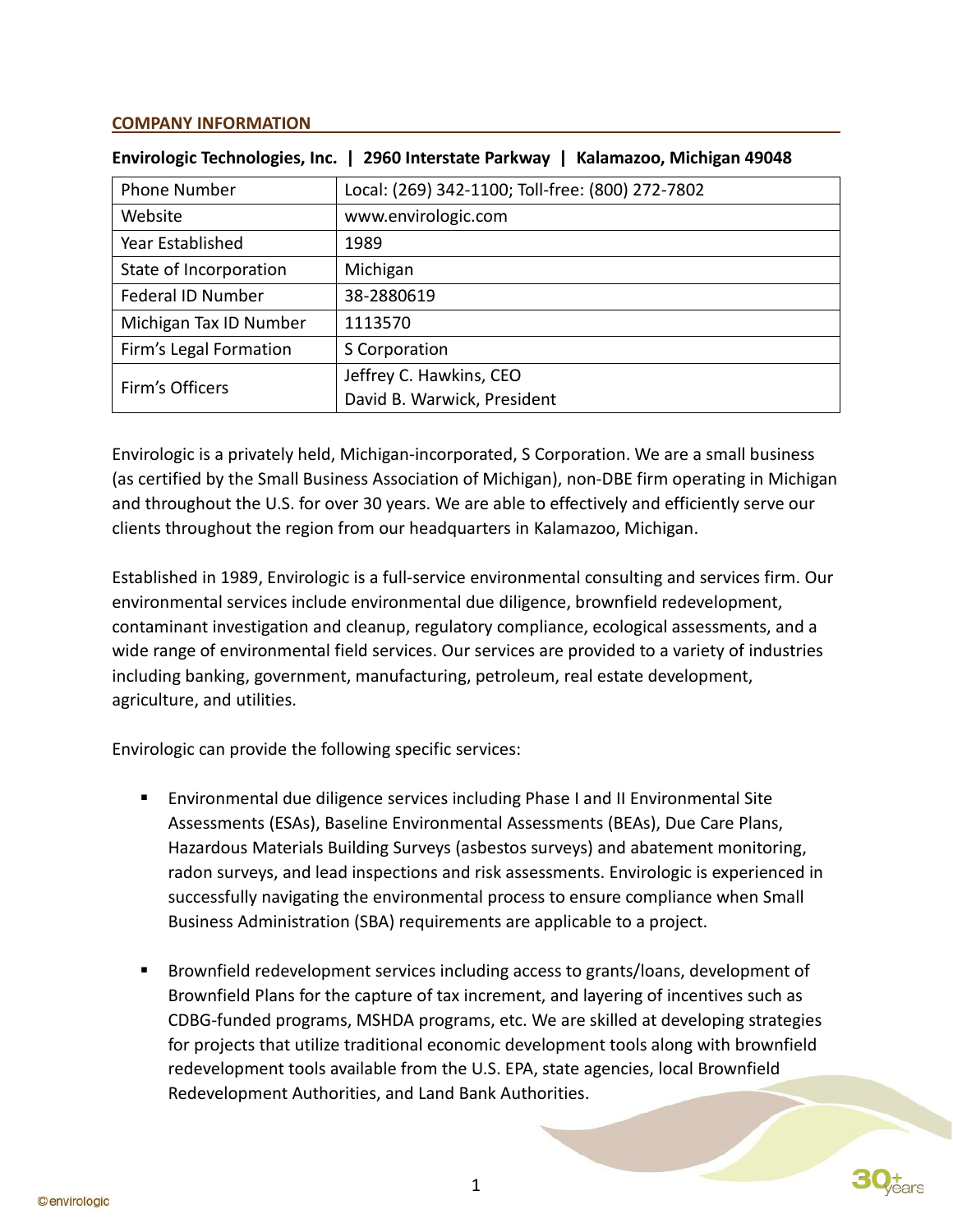## COMPANY INFORMATION

**Envirologic Technologies, Inc. | 2960 Interstate Parkway | Kalamazoo, Michigan 49048**

| | |
|---|---|
| Phone Number | Local: (269) 342-1100; Toll-free: (800) 272-7802 |
| Website | www.envirologic.com |
| Year Established | 1989 |
| State of Incorporation | Michigan |
| Federal ID Number | 38-2880619 |
| Michigan Tax ID Number | 1113570 |
| Firm's Legal Formation | S Corporation |
| Firm's Officers | Jeffrey C. Hawkins, CEO<br>David B. Warwick, President |

Envirologic is a privately held, Michigan-incorporated, S Corporation. We are a small business (as certified by the Small Business Association of Michigan), non-DBE firm operating in Michigan and throughout the U.S. for over 30 years. We are able to effectively and efficiently serve our clients throughout the region from our headquarters in Kalamazoo, Michigan.

Established in 1989, Envirologic is a full-service environmental consulting and services firm. Our environmental services include environmental due diligence, brownfield redevelopment, contaminant investigation and cleanup, regulatory compliance, ecological assessments, and a wide range of environmental field services. Our services are provided to a variety of industries including banking, government, manufacturing, petroleum, real estate development, agriculture, and utilities.

Envirologic can provide the following specific services:

- Environmental due diligence services including Phase I and II Environmental Site Assessments (ESAs), Baseline Environmental Assessments (BEAs), Due Care Plans, Hazardous Materials Building Surveys (asbestos surveys) and abatement monitoring, radon surveys, and lead inspections and risk assessments. Envirologic is experienced in successfully navigating the environmental process to ensure compliance when Small Business Administration (SBA) requirements are applicable to a project.

- Brownfield redevelopment services including access to grants/loans, development of Brownfield Plans for the capture of tax increment, and layering of incentives such as CDBG-funded programs, MSHDA programs, etc. We are skilled at developing strategies for projects that utilize traditional economic development tools along with brownfield redevelopment tools available from the U.S. EPA, state agencies, local Brownfield Redevelopment Authorities, and Land Bank Authorities.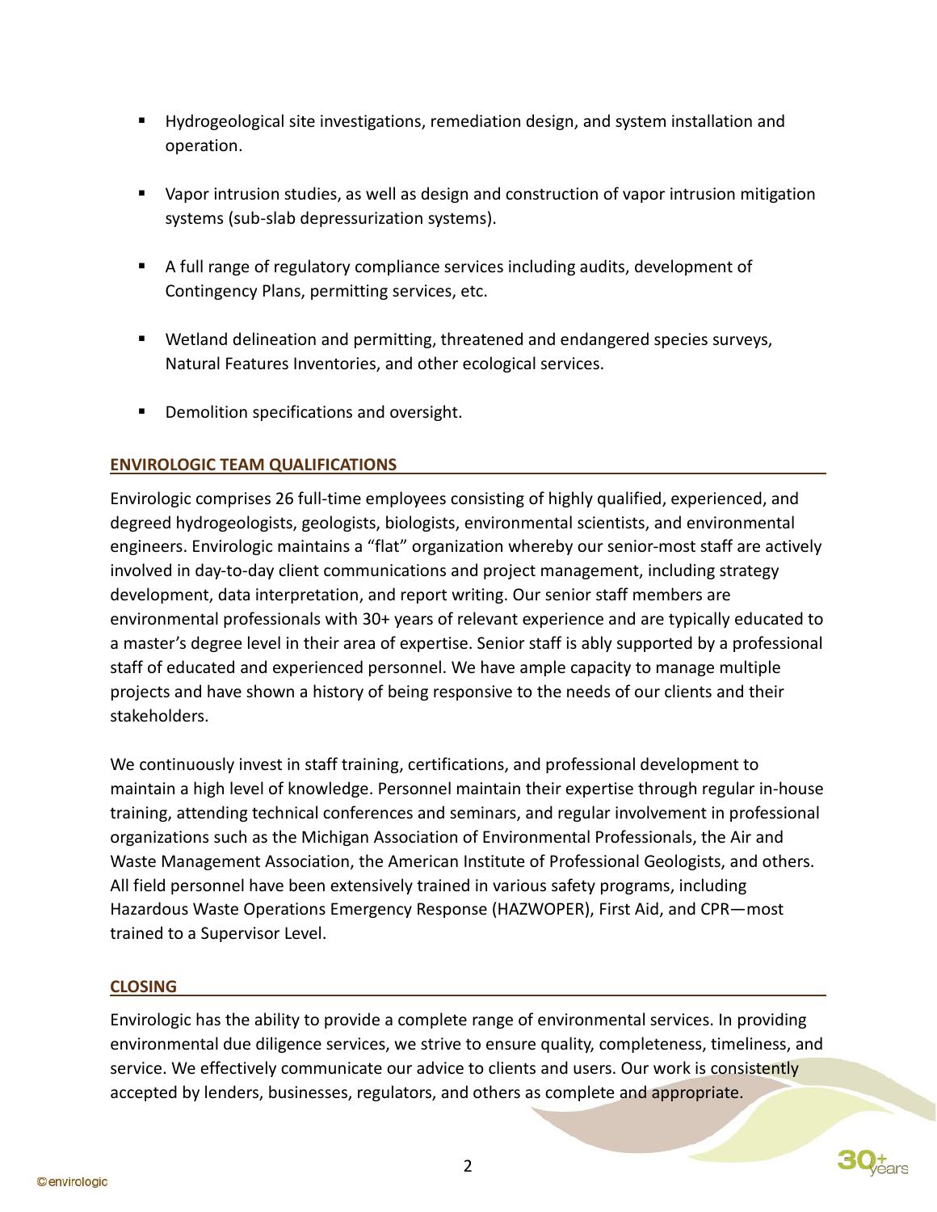- Hydrogeological site investigations, remediation design, and system installation and operation.

- Vapor intrusion studies, as well as design and construction of vapor intrusion mitigation systems (sub-slab depressurization systems).

- A full range of regulatory compliance services including audits, development of Contingency Plans, permitting services, etc.

- Wetland delineation and permitting, threatened and endangered species surveys, Natural Features Inventories, and other ecological services.

- Demolition specifications and oversight.

## ENVIROLOGIC TEAM QUALIFICATIONS

Envirologic comprises 26 full-time employees consisting of highly qualified, experienced, and degreed hydrogeologists, geologists, biologists, environmental scientists, and environmental engineers. Envirologic maintains a “flat” organization whereby our senior-most staff are actively involved in day-to-day client communications and project management, including strategy development, data interpretation, and report writing. Our senior staff members are environmental professionals with 30+ years of relevant experience and are typically educated to a master’s degree level in their area of expertise. Senior staff is ably supported by a professional staff of educated and experienced personnel. We have ample capacity to manage multiple projects and have shown a history of being responsive to the needs of our clients and their stakeholders.

We continuously invest in staff training, certifications, and professional development to maintain a high level of knowledge. Personnel maintain their expertise through regular in-house training, attending technical conferences and seminars, and regular involvement in professional organizations such as the Michigan Association of Environmental Professionals, the Air and Waste Management Association, the American Institute of Professional Geologists, and others. All field personnel have been extensively trained in various safety programs, including Hazardous Waste Operations Emergency Response (HAZWOPER), First Aid, and CPR—most trained to a Supervisor Level.

## CLOSING

Envirologic has the ability to provide a complete range of environmental services. In providing environmental due diligence services, we strive to ensure quality, completeness, timeliness, and service. We effectively communicate our advice to clients and users. Our work is consistently accepted by lenders, businesses, regulators, and others as complete and appropriate.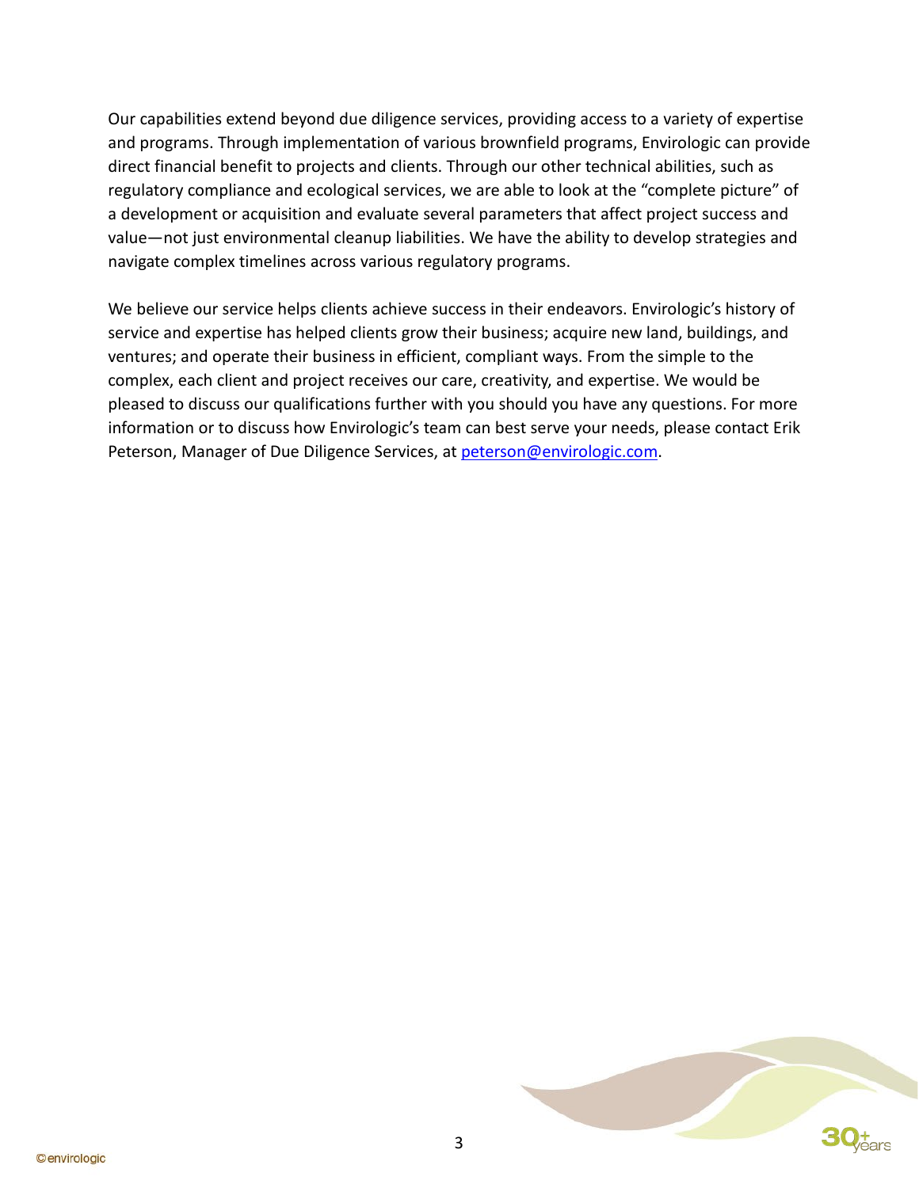Our capabilities extend beyond due diligence services, providing access to a variety of expertise and programs. Through implementation of various brownfield programs, Envirologic can provide direct financial benefit to projects and clients. Through our other technical abilities, such as regulatory compliance and ecological services, we are able to look at the "complete picture" of a development or acquisition and evaluate several parameters that affect project success and value—not just environmental cleanup liabilities. We have the ability to develop strategies and navigate complex timelines across various regulatory programs.

We believe our service helps clients achieve success in their endeavors. Envirologic's history of service and expertise has helped clients grow their business; acquire new land, buildings, and ventures; and operate their business in efficient, compliant ways. From the simple to the complex, each client and project receives our care, creativity, and expertise. We would be pleased to discuss our qualifications further with you should you have any questions. For more information or to discuss how Envirologic's team can best serve your needs, please contact Erik Peterson, Manager of Due Diligence Services, at peterson@envirologic.com.